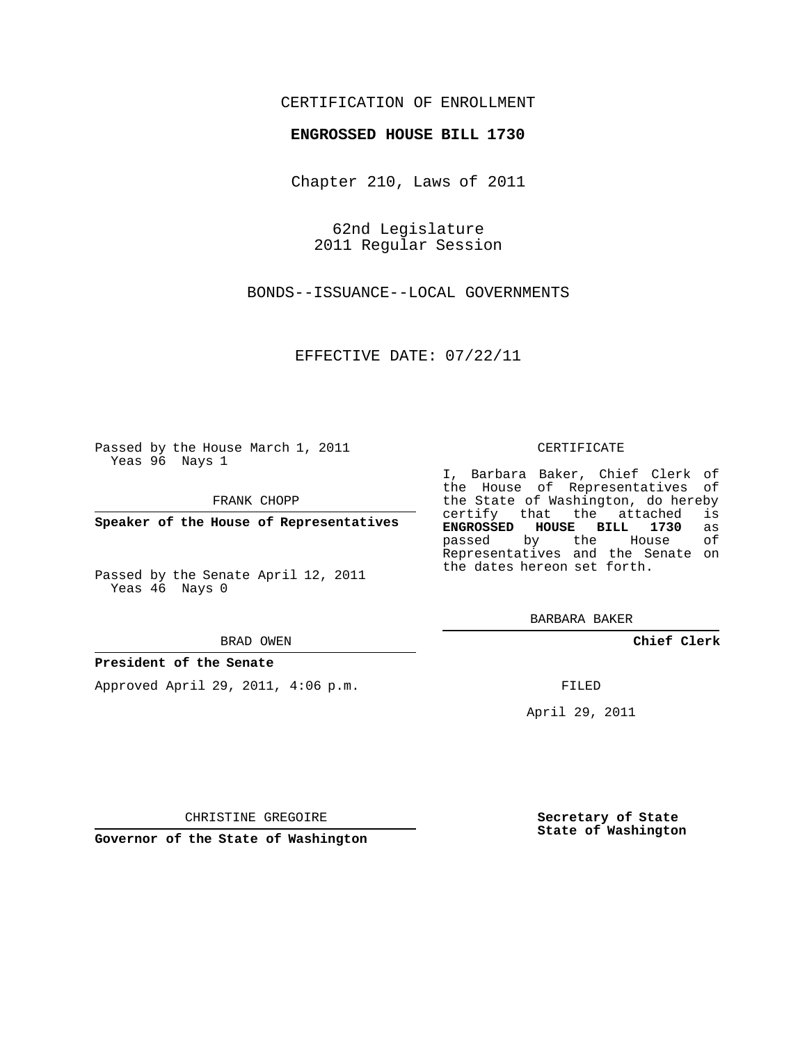CERTIFICATION OF ENROLLMENT

**ENGROSSED HOUSE BILL 1730**

Chapter 210, Laws of 2011

62nd Legislature
2011 Regular Session

BONDS--ISSUANCE--LOCAL GOVERNMENTS

EFFECTIVE DATE: 07/22/11

Passed by the House March 1, 2011
Yeas 96 Nays 1

FRANK CHOPP

**Speaker of the House of Representatives**

Passed by the Senate April 12, 2011
Yeas 46 Nays 0

BRAD OWEN

**President of the Senate**

Approved April 29, 2011, 4:06 p.m.

CHRISTINE GREGOIRE

**Governor of the State of Washington**

CERTIFICATE

I, Barbara Baker, Chief Clerk of the House of Representatives of the State of Washington, do hereby certify that the attached is **ENGROSSED HOUSE BILL 1730** as passed by the House of Representatives and the Senate on the dates hereon set forth.

BARBARA BAKER

**Chief Clerk**

FILED

April 29, 2011

**Secretary of State**
**State of Washington**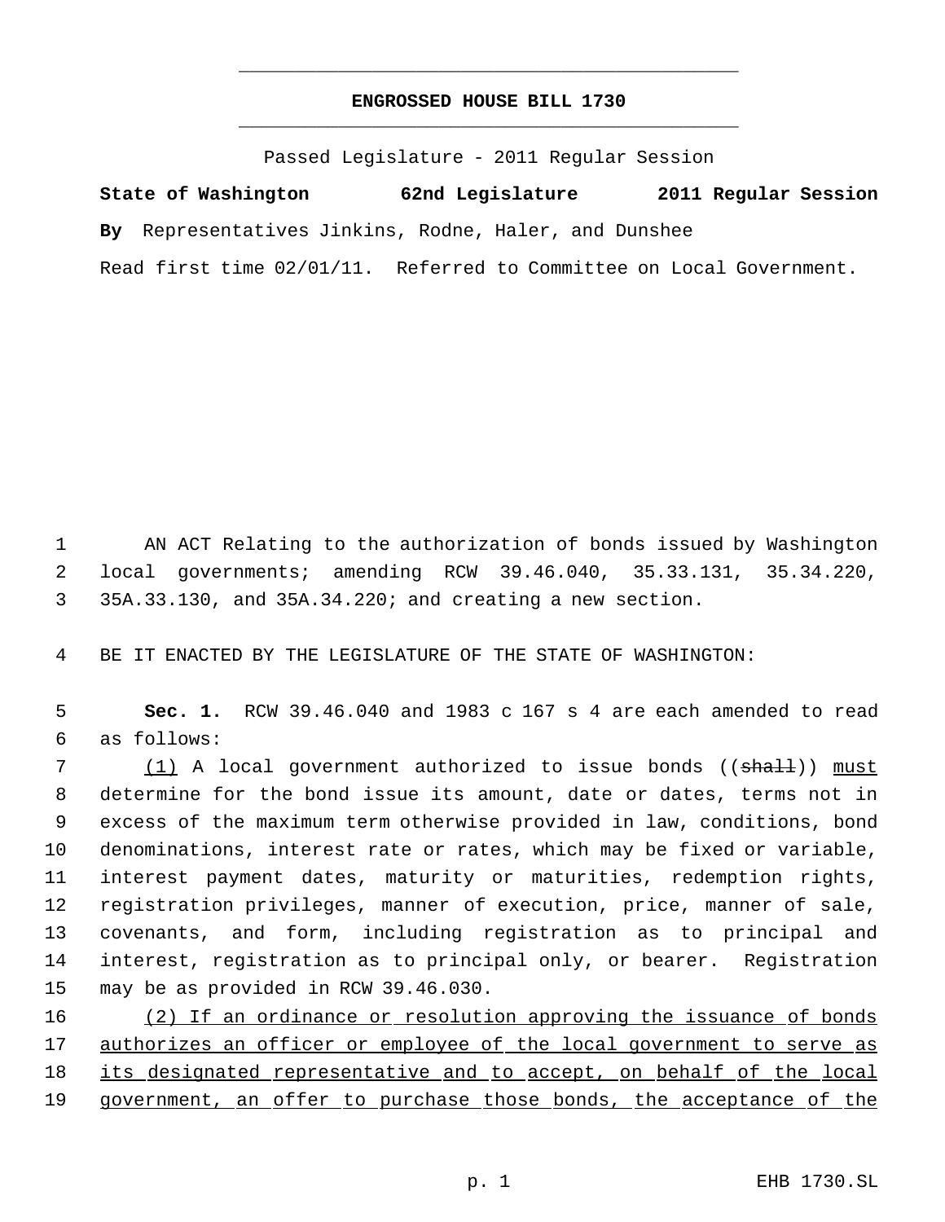**ENGROSSED HOUSE BILL 1730**

Passed Legislature - 2011 Regular Session

**State of Washington 62nd Legislature 2011 Regular Session**

**By** Representatives Jinkins, Rodne, Haler, and Dunshee

Read first time 02/01/11. Referred to Committee on Local Government.

AN ACT Relating to the authorization of bonds issued by Washington local governments; amending RCW 39.46.040, 35.33.131, 35.34.220, 35A.33.130, and 35A.34.220; and creating a new section.

BE IT ENACTED BY THE LEGISLATURE OF THE STATE OF WASHINGTON:

**Sec. 1.** RCW 39.46.040 and 1983 c 167 s 4 are each amended to read as follows:

(1) A local government authorized to issue bonds ((shall)) must determine for the bond issue its amount, date or dates, terms not in excess of the maximum term otherwise provided in law, conditions, bond denominations, interest rate or rates, which may be fixed or variable, interest payment dates, maturity or maturities, redemption rights, registration privileges, manner of execution, price, manner of sale, covenants, and form, including registration as to principal and interest, registration as to principal only, or bearer. Registration may be as provided in RCW 39.46.030.

(2) If an ordinance or resolution approving the issuance of bonds authorizes an officer or employee of the local government to serve as its designated representative and to accept, on behalf of the local government, an offer to purchase those bonds, the acceptance of the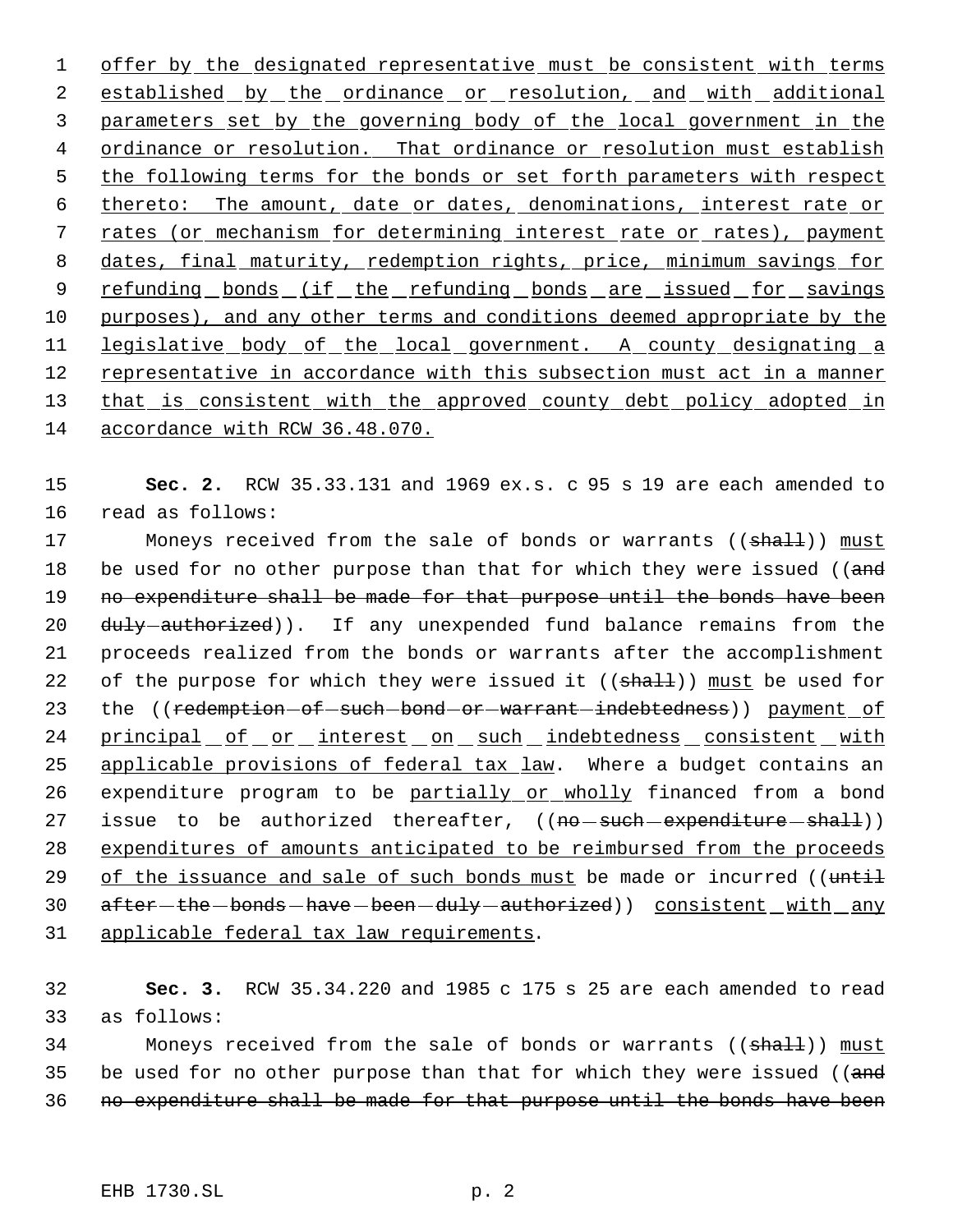offer by the designated representative must be consistent with terms established by the ordinance or resolution, and with additional parameters set by the governing body of the local government in the ordinance or resolution. That ordinance or resolution must establish the following terms for the bonds or set forth parameters with respect thereto: The amount, date or dates, denominations, interest rate or rates (or mechanism for determining interest rate or rates), payment dates, final maturity, redemption rights, price, minimum savings for refunding bonds (if the refunding bonds are issued for savings purposes), and any other terms and conditions deemed appropriate by the legislative body of the local government. A county designating a representative in accordance with this subsection must act in a manner that is consistent with the approved county debt policy adopted in accordance with RCW 36.48.070.

**Sec. 2.** RCW 35.33.131 and 1969 ex.s. c 95 s 19 are each amended to read as follows:

Moneys received from the sale of bonds or warrants ((~~shall~~)) must be used for no other purpose than that for which they were issued ((~~and no expenditure shall be made for that purpose until the bonds have been duly authorized~~)). If any unexpended fund balance remains from the proceeds realized from the bonds or warrants after the accomplishment of the purpose for which they were issued it ((~~shall~~)) must be used for the ((~~redemption of such bond or warrant indebtedness~~)) payment of principal of or interest on such indebtedness consistent with applicable provisions of federal tax law. Where a budget contains an expenditure program to be partially or wholly financed from a bond issue to be authorized thereafter, ((~~no such expenditure shall~~)) expenditures of amounts anticipated to be reimbursed from the proceeds of the issuance and sale of such bonds must be made or incurred ((~~until after the bonds have been duly authorized~~)) consistent with any applicable federal tax law requirements.

**Sec. 3.** RCW 35.34.220 and 1985 c 175 s 25 are each amended to read as follows:

Moneys received from the sale of bonds or warrants ((~~shall~~)) must be used for no other purpose than that for which they were issued ((~~and no expenditure shall be made for that purpose until the bonds have been~~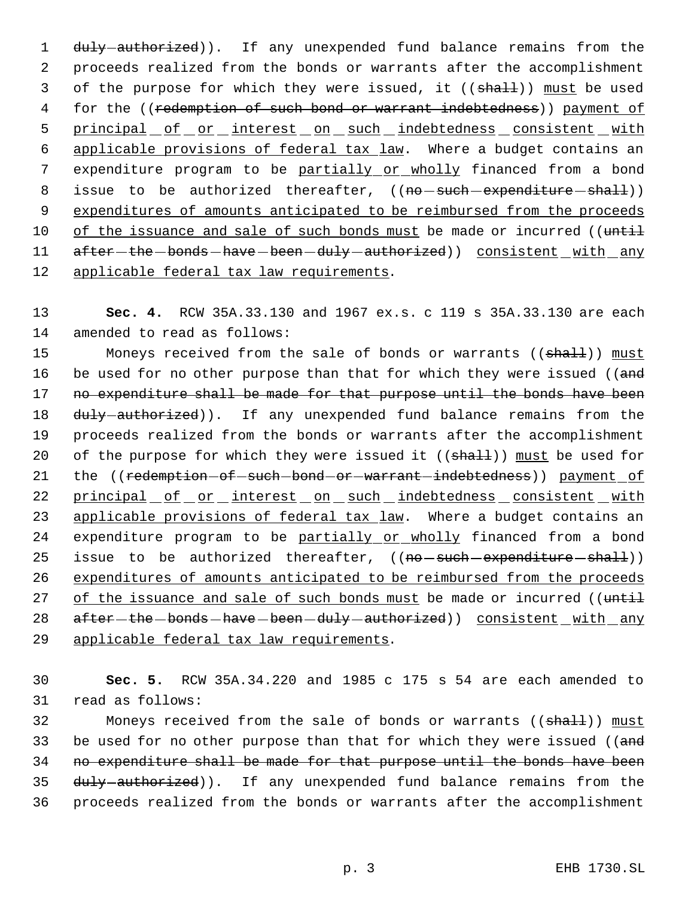duly authorized)). If any unexpended fund balance remains from the proceeds realized from the bonds or warrants after the accomplishment of the purpose for which they were issued, it ((shall)) must be used for the ((redemption of such bond or warrant indebtedness)) payment of principal of or interest on such indebtedness consistent with applicable provisions of federal tax law. Where a budget contains an expenditure program to be partially or wholly financed from a bond issue to be authorized thereafter, ((no such expenditure shall)) expenditures of amounts anticipated to be reimbursed from the proceeds of the issuance and sale of such bonds must be made or incurred ((until after the bonds have been duly authorized)) consistent with any applicable federal tax law requirements.

**Sec. 4.** RCW 35A.33.130 and 1967 ex.s. c 119 s 35A.33.130 are each amended to read as follows:

Moneys received from the sale of bonds or warrants ((shall)) must be used for no other purpose than that for which they were issued ((and no expenditure shall be made for that purpose until the bonds have been duly authorized)). If any unexpended fund balance remains from the proceeds realized from the bonds or warrants after the accomplishment of the purpose for which they were issued it ((shall)) must be used for the ((redemption of such bond or warrant indebtedness)) payment of principal of or interest on such indebtedness consistent with applicable provisions of federal tax law. Where a budget contains an expenditure program to be partially or wholly financed from a bond issue to be authorized thereafter, ((no such expenditure shall)) expenditures of amounts anticipated to be reimbursed from the proceeds of the issuance and sale of such bonds must be made or incurred ((until after the bonds have been duly authorized)) consistent with any applicable federal tax law requirements.

**Sec. 5.** RCW 35A.34.220 and 1985 c 175 s 54 are each amended to read as follows:

Moneys received from the sale of bonds or warrants ((shall)) must be used for no other purpose than that for which they were issued ((and no expenditure shall be made for that purpose until the bonds have been duly authorized)). If any unexpended fund balance remains from the proceeds realized from the bonds or warrants after the accomplishment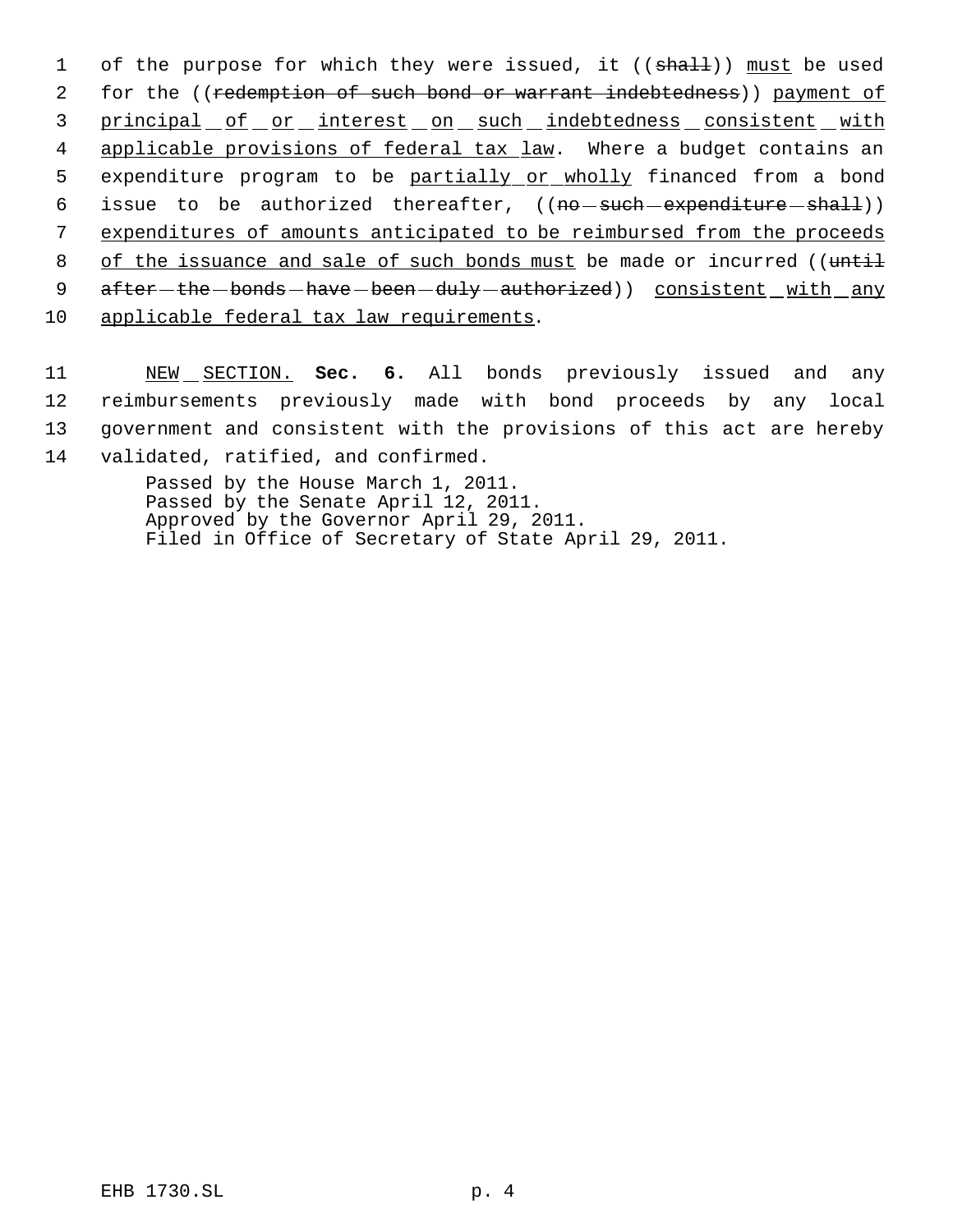of the purpose for which they were issued, it ((~~shall~~)) <u>must</u> be used for the ((~~redemption of such bond or warrant indebtedness~~)) <u>payment of principal of or interest on such indebtedness consistent with applicable provisions of federal tax law</u>. Where a budget contains an expenditure program to be <u>partially or wholly</u> financed from a bond issue to be authorized thereafter, ((~~no such expenditure shall~~)) <u>expenditures of amounts anticipated to be reimbursed from the proceeds of the issuance and sale of such bonds must</u> be made or incurred ((~~until after the bonds have been duly authorized~~)) <u>consistent with any applicable federal tax law requirements</u>.

<u>NEW SECTION.</u> **Sec. 6.** All bonds previously issued and any reimbursements previously made with bond proceeds by any local government and consistent with the provisions of this act are hereby validated, ratified, and confirmed.

Passed by the House March 1, 2011.
Passed by the Senate April 12, 2011.
Approved by the Governor April 29, 2011.
Filed in Office of Secretary of State April 29, 2011.